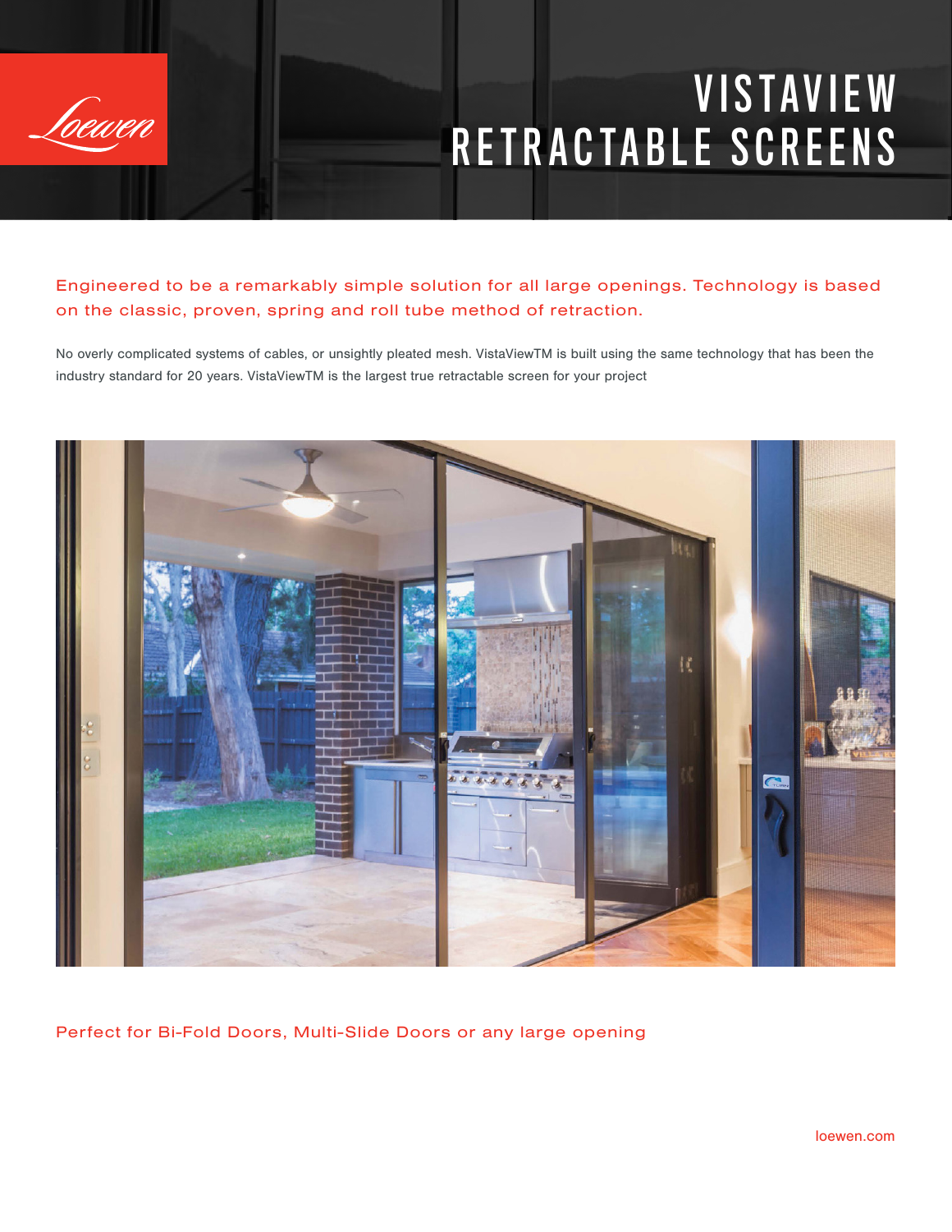Loewen

# VISTAVIEW RETRACTABLE SCREENS

Engineered to be a remarkably simple solution for all large openings. Technology is based on the classic, proven, spring and roll tube method of retraction.

No overly complicated systems of cables, or unsightly pleated mesh. VistaViewTM is built using the same technology that has been the industry standard for 20 years. VistaViewTM is the largest true retractable screen for your project

Perfect for Bi-Fold Doors, Multi-Slide Doors or any large opening

loewen.com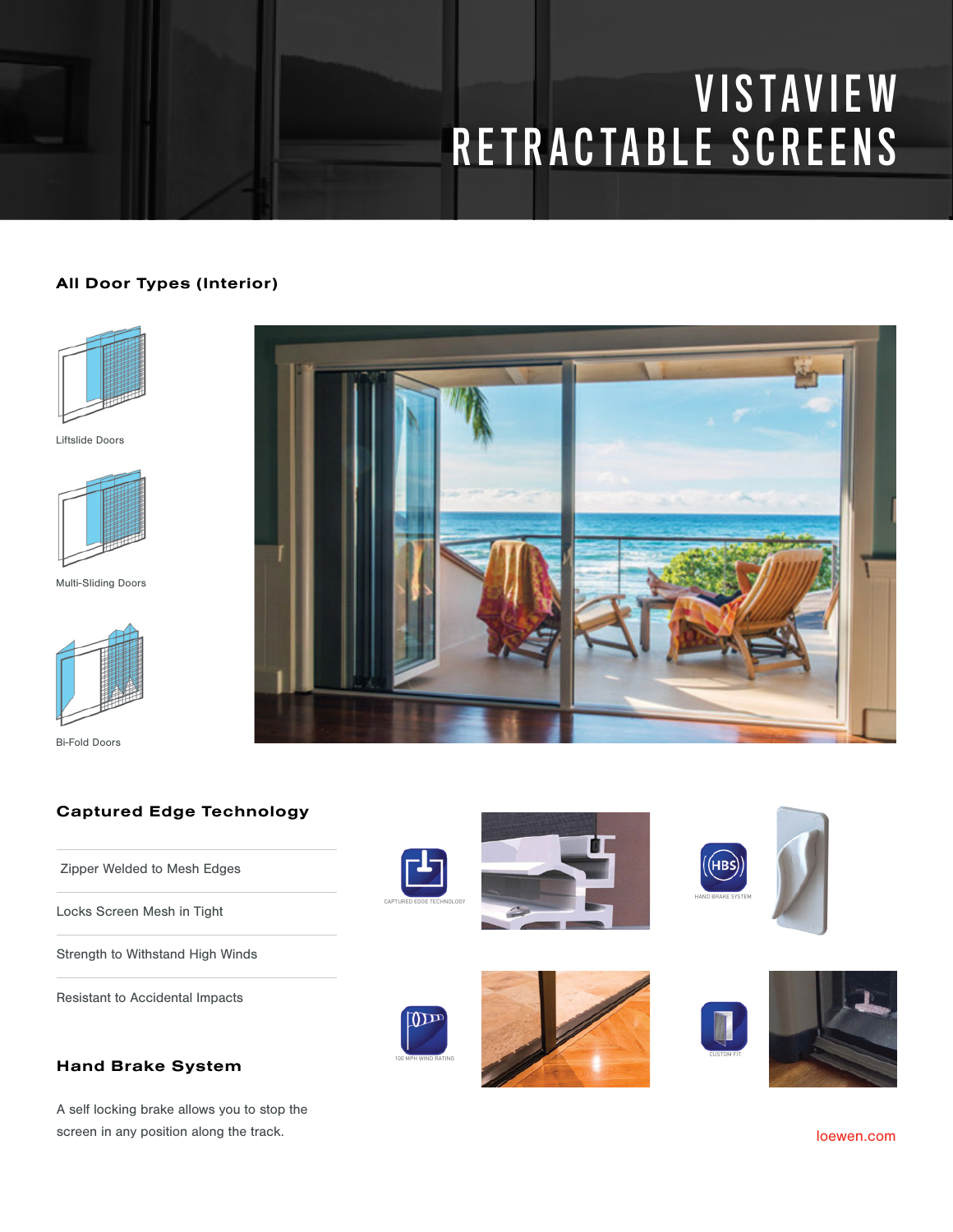# VISTAVIEW RETRACTABLE SCREENS

## All Door Types (Interior)

Liftslide Doors

Multi-Sliding Doors

Bi-Fold Doors

## Captured Edge Technology

Zipper Welded to Mesh Edges

Locks Screen Mesh in Tight

Strength to Withstand High Winds

Resistant to Accidental Impacts

CAPTURED EDGE TECHNOLOGY

HAND BRAKE SYSTEM

100 MPH WIND RATING

CUSTOM FIT

## Hand Brake System

A self locking brake allows you to stop the screen in any position along the track.

loewen.com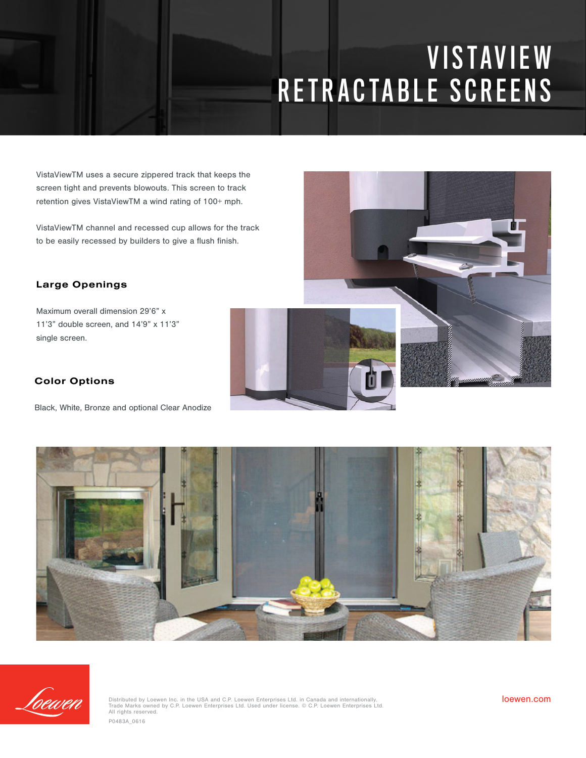# VISTAVIEW RETRACTABLE SCREENS

VistaViewTM uses a secure zippered track that keeps the screen tight and prevents blowouts. This screen to track retention gives VistaViewTM a wind rating of 100+ mph.

VistaViewTM channel and recessed cup allows for the track to be easily recessed by builders to give a flush finish.

### Large Openings

Maximum overall dimension 29'6" x 11'3" double screen, and 14'9" x 11'3" single screen.

### Color Options

Black, White, Bronze and optional Clear Anodize

Distributed by Loewen Inc. in the USA and C.P. Loewen Enterprises Ltd. in Canada and internationally.
Trade Marks owned by C.P. Loewen Enterprises Ltd. Used under license. © C.P. Loewen Enterprises Ltd.
All rights reserved.

P0483A_0616

loewen.com